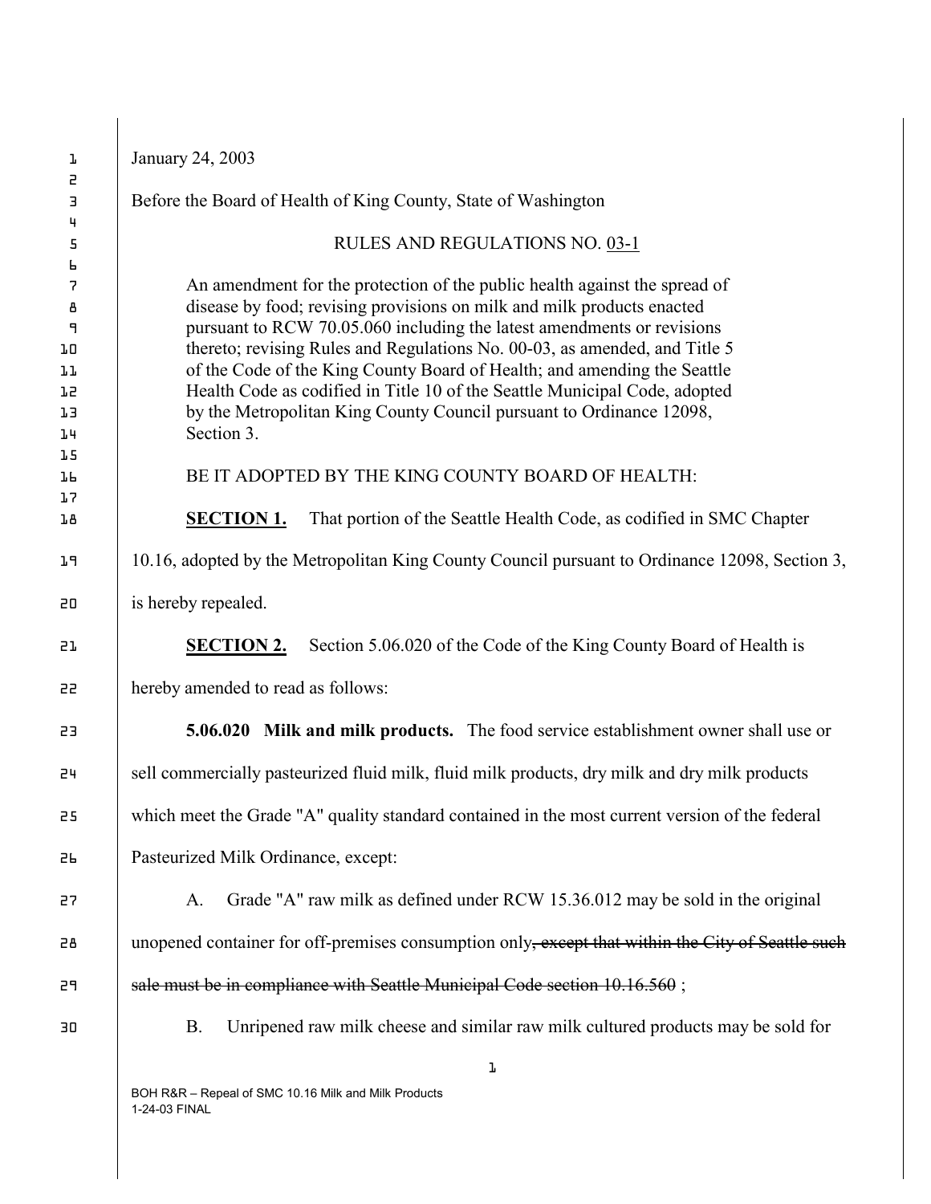January 24, 2003

Before the Board of Health of King County, State of Washington

RULES AND REGULATIONS NO. 03-1

> An amendment for the protection of the public health against the spread of disease by food; revising provisions on milk and milk products enacted pursuant to RCW 70.05.060 including the latest amendments or revisions thereto; revising Rules and Regulations No. 00-03, as amended, and Title 5 of the Code of the King County Board of Health; and amending the Seattle Health Code as codified in Title 10 of the Seattle Municipal Code, adopted by the Metropolitan King County Council pursuant to Ordinance 12098, Section 3.

BE IT ADOPTED BY THE KING COUNTY BOARD OF HEALTH:

**SECTION 1.** That portion of the Seattle Health Code, as codified in SMC Chapter 10.16, adopted by the Metropolitan King County Council pursuant to Ordinance 12098, Section 3, is hereby repealed.

**SECTION 2.** Section 5.06.020 of the Code of the King County Board of Health is hereby amended to read as follows:

**5.06.020 Milk and milk products.** The food service establishment owner shall use or sell commercially pasteurized fluid milk, fluid milk products, dry milk and dry milk products which meet the Grade "A" quality standard contained in the most current version of the federal Pasteurized Milk Ordinance, except:

A. Grade "A" raw milk as defined under RCW 15.36.012 may be sold in the original unopened container for off-premises consumption only~~, except that within the City of Seattle such sale must be in compliance with Seattle Municipal Code section 10.16.560~~ ;

B. Unripened raw milk cheese and similar raw milk cultured products may be sold for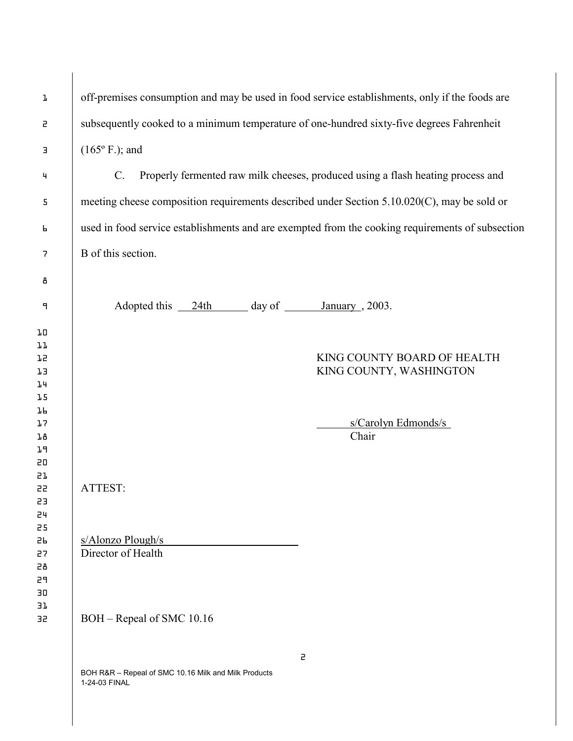off-premises consumption and may be used in food service establishments, only if the foods are subsequently cooked to a minimum temperature of one-hundred sixty-five degrees Fahrenheit (165º F.); and

C. Properly fermented raw milk cheeses, produced using a flash heating process and meeting cheese composition requirements described under Section 5.10.020(C), may be sold or used in food service establishments and are exempted from the cooking requirements of subsection B of this section.

Adopted this 24th day of January, 2003.

KING COUNTY BOARD OF HEALTH
KING COUNTY, WASHINGTON

s/Carolyn Edmonds/s
Chair

ATTEST:

s/Alonzo Plough/s
Director of Health

BOH – Repeal of SMC 10.16

BOH R&R – Repeal of SMC 10.16 Milk and Milk Products
1-24-03 FINAL